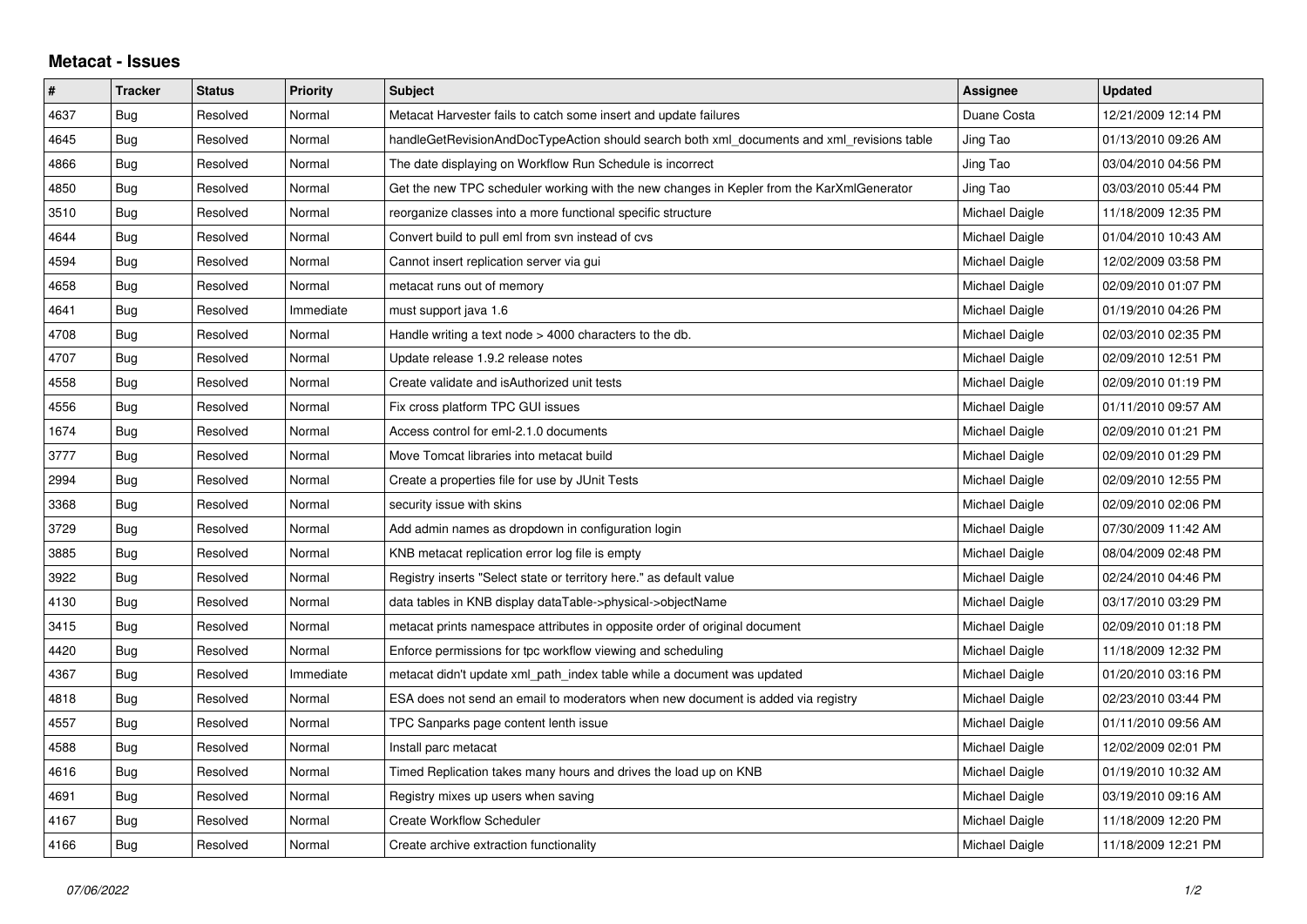## Metacat - Issues

| # | Tracker | Status | Priority | Subject | Assignee | Updated |
|---|---|---|---|---|---|---|
| 4637 | Bug | Resolved | Normal | Metacat Harvester fails to catch some insert and update failures | Duane Costa | 12/21/2009 12:14 PM |
| 4645 | Bug | Resolved | Normal | handleGetRevisionAndDocTypeAction should search both xml_documents and xml_revisions table | Jing Tao | 01/13/2010 09:26 AM |
| 4866 | Bug | Resolved | Normal | The date displaying on Workflow Run Schedule is incorrect | Jing Tao | 03/04/2010 04:56 PM |
| 4850 | Bug | Resolved | Normal | Get the new TPC scheduler working with the new changes in Kepler from the KarXmlGenerator | Jing Tao | 03/03/2010 05:44 PM |
| 3510 | Bug | Resolved | Normal | reorganize classes into a more functional specific structure | Michael Daigle | 11/18/2009 12:35 PM |
| 4644 | Bug | Resolved | Normal | Convert build to pull eml from svn instead of cvs | Michael Daigle | 01/04/2010 10:43 AM |
| 4594 | Bug | Resolved | Normal | Cannot insert replication server via gui | Michael Daigle | 12/02/2009 03:58 PM |
| 4658 | Bug | Resolved | Normal | metacat runs out of memory | Michael Daigle | 02/09/2010 01:07 PM |
| 4641 | Bug | Resolved | Immediate | must support java 1.6 | Michael Daigle | 01/19/2010 04:26 PM |
| 4708 | Bug | Resolved | Normal | Handle writing a text node > 4000 characters to the db. | Michael Daigle | 02/03/2010 02:35 PM |
| 4707 | Bug | Resolved | Normal | Update release 1.9.2 release notes | Michael Daigle | 02/09/2010 12:51 PM |
| 4558 | Bug | Resolved | Normal | Create validate and isAuthorized unit tests | Michael Daigle | 02/09/2010 01:19 PM |
| 4556 | Bug | Resolved | Normal | Fix cross platform TPC GUI issues | Michael Daigle | 01/11/2010 09:57 AM |
| 1674 | Bug | Resolved | Normal | Access control for eml-2.1.0 documents | Michael Daigle | 02/09/2010 01:21 PM |
| 3777 | Bug | Resolved | Normal | Move Tomcat libraries into metacat build | Michael Daigle | 02/09/2010 01:29 PM |
| 2994 | Bug | Resolved | Normal | Create a properties file for use by JUnit Tests | Michael Daigle | 02/09/2010 12:55 PM |
| 3368 | Bug | Resolved | Normal | security issue with skins | Michael Daigle | 02/09/2010 02:06 PM |
| 3729 | Bug | Resolved | Normal | Add admin names as dropdown in configuration login | Michael Daigle | 07/30/2009 11:42 AM |
| 3885 | Bug | Resolved | Normal | KNB metacat replication error log file is empty | Michael Daigle | 08/04/2009 02:48 PM |
| 3922 | Bug | Resolved | Normal | Registry inserts "Select state or territory here." as default value | Michael Daigle | 02/24/2010 04:46 PM |
| 4130 | Bug | Resolved | Normal | data tables in KNB display dataTable->physical->objectName | Michael Daigle | 03/17/2010 03:29 PM |
| 3415 | Bug | Resolved | Normal | metacat prints namespace attributes in opposite order of original document | Michael Daigle | 02/09/2010 01:18 PM |
| 4420 | Bug | Resolved | Normal | Enforce permissions for tpc workflow viewing and scheduling | Michael Daigle | 11/18/2009 12:32 PM |
| 4367 | Bug | Resolved | Immediate | metacat didn't update xml_path_index table while a document was updated | Michael Daigle | 01/20/2010 03:16 PM |
| 4818 | Bug | Resolved | Normal | ESA does not send an email to moderators when new document is added via registry | Michael Daigle | 02/23/2010 03:44 PM |
| 4557 | Bug | Resolved | Normal | TPC Sanparks page content lenth issue | Michael Daigle | 01/11/2010 09:56 AM |
| 4588 | Bug | Resolved | Normal | Install parc metacat | Michael Daigle | 12/02/2009 02:01 PM |
| 4616 | Bug | Resolved | Normal | Timed Replication takes many hours and drives the load up on KNB | Michael Daigle | 01/19/2010 10:32 AM |
| 4691 | Bug | Resolved | Normal | Registry mixes up users when saving | Michael Daigle | 03/19/2010 09:16 AM |
| 4167 | Bug | Resolved | Normal | Create Workflow Scheduler | Michael Daigle | 11/18/2009 12:20 PM |
| 4166 | Bug | Resolved | Normal | Create archive extraction functionality | Michael Daigle | 11/18/2009 12:21 PM |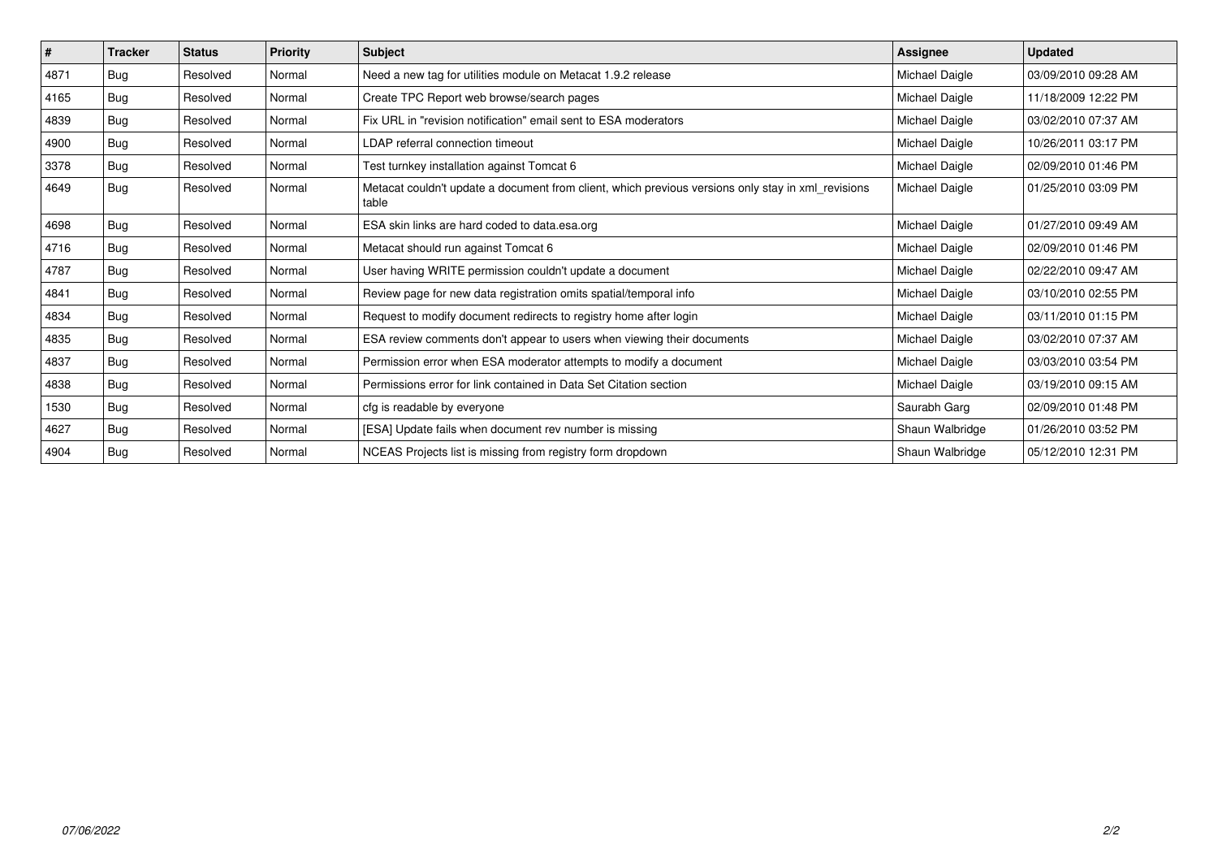| # | Tracker | Status | Priority | Subject | Assignee | Updated |
|---|---|---|---|---|---|---|
| 4871 | Bug | Resolved | Normal | Need a new tag for utilities module on Metacat 1.9.2 release | Michael Daigle | 03/09/2010 09:28 AM |
| 4165 | Bug | Resolved | Normal | Create TPC Report web browse/search pages | Michael Daigle | 11/18/2009 12:22 PM |
| 4839 | Bug | Resolved | Normal | Fix URL in "revision notification" email sent to ESA moderators | Michael Daigle | 03/02/2010 07:37 AM |
| 4900 | Bug | Resolved | Normal | LDAP referral connection timeout | Michael Daigle | 10/26/2011 03:17 PM |
| 3378 | Bug | Resolved | Normal | Test turnkey installation against Tomcat 6 | Michael Daigle | 02/09/2010 01:46 PM |
| 4649 | Bug | Resolved | Normal | Metacat couldn't update a document from client, which previous versions only stay in xml_revisions table | Michael Daigle | 01/25/2010 03:09 PM |
| 4698 | Bug | Resolved | Normal | ESA skin links are hard coded to data.esa.org | Michael Daigle | 01/27/2010 09:49 AM |
| 4716 | Bug | Resolved | Normal | Metacat should run against Tomcat 6 | Michael Daigle | 02/09/2010 01:46 PM |
| 4787 | Bug | Resolved | Normal | User having WRITE permission couldn't update a document | Michael Daigle | 02/22/2010 09:47 AM |
| 4841 | Bug | Resolved | Normal | Review page for new data registration omits spatial/temporal info | Michael Daigle | 03/10/2010 02:55 PM |
| 4834 | Bug | Resolved | Normal | Request to modify document redirects to registry home after login | Michael Daigle | 03/11/2010 01:15 PM |
| 4835 | Bug | Resolved | Normal | ESA review comments don't appear to users when viewing their documents | Michael Daigle | 03/02/2010 07:37 AM |
| 4837 | Bug | Resolved | Normal | Permission error when ESA moderator attempts to modify a document | Michael Daigle | 03/03/2010 03:54 PM |
| 4838 | Bug | Resolved | Normal | Permissions error for link contained in Data Set Citation section | Michael Daigle | 03/19/2010 09:15 AM |
| 1530 | Bug | Resolved | Normal | cfg is readable by everyone | Saurabh Garg | 02/09/2010 01:48 PM |
| 4627 | Bug | Resolved | Normal | [ESA] Update fails when document rev number is missing | Shaun Walbridge | 01/26/2010 03:52 PM |
| 4904 | Bug | Resolved | Normal | NCEAS Projects list is missing from registry form dropdown | Shaun Walbridge | 05/12/2010 12:31 PM |